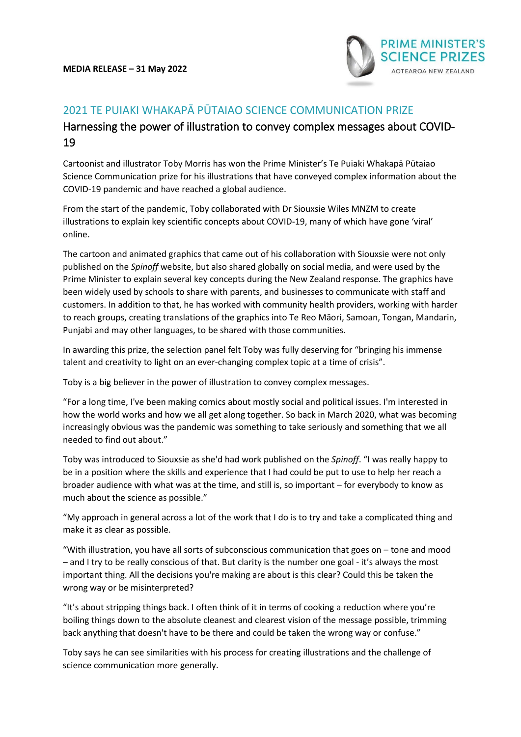**MEDIA RELEASE – 31 May 2022**

PRIME MINISTER'S SCIENCE PRIZES

AOTEAROA NEW ZEALAND

## 2021 TE PUIAKI WHAKAPĀ PŪTAIAO SCIENCE COMMUNICATION PRIZE

# Harnessing the power of illustration to convey complex messages about COVID-19

Cartoonist and illustrator Toby Morris has won the Prime Minister's Te Puiaki Whakapā Pūtaiao Science Communication prize for his illustrations that have conveyed complex information about the COVID-19 pandemic and have reached a global audience.

From the start of the pandemic, Toby collaborated with Dr Siouxsie Wiles MNZM to create illustrations to explain key scientific concepts about COVID-19, many of which have gone 'viral' online.

The cartoon and animated graphics that came out of his collaboration with Siouxsie were not only published on the *Spinoff* website, but also shared globally on social media, and were used by the Prime Minister to explain several key concepts during the New Zealand response. The graphics have been widely used by schools to share with parents, and businesses to communicate with staff and customers. In addition to that, he has worked with community health providers, working with harder to reach groups, creating translations of the graphics into Te Reo Māori, Samoan, Tongan, Mandarin, Punjabi and may other languages, to be shared with those communities.

In awarding this prize, the selection panel felt Toby was fully deserving for "bringing his immense talent and creativity to light on an ever-changing complex topic at a time of crisis".

Toby is a big believer in the power of illustration to convey complex messages.

"For a long time, I've been making comics about mostly social and political issues. I'm interested in how the world works and how we all get along together. So back in March 2020, what was becoming increasingly obvious was the pandemic was something to take seriously and something that we all needed to find out about."

Toby was introduced to Siouxsie as she'd had work published on the *Spinoff*. "I was really happy to be in a position where the skills and experience that I had could be put to use to help her reach a broader audience with what was at the time, and still is, so important – for everybody to know as much about the science as possible."

"My approach in general across a lot of the work that I do is to try and take a complicated thing and make it as clear as possible.

"With illustration, you have all sorts of subconscious communication that goes on – tone and mood – and I try to be really conscious of that. But clarity is the number one goal - it's always the most important thing. All the decisions you're making are about is this clear? Could this be taken the wrong way or be misinterpreted?

"It's about stripping things back. I often think of it in terms of cooking a reduction where you're boiling things down to the absolute cleanest and clearest vision of the message possible, trimming back anything that doesn't have to be there and could be taken the wrong way or confuse."

Toby says he can see similarities with his process for creating illustrations and the challenge of science communication more generally.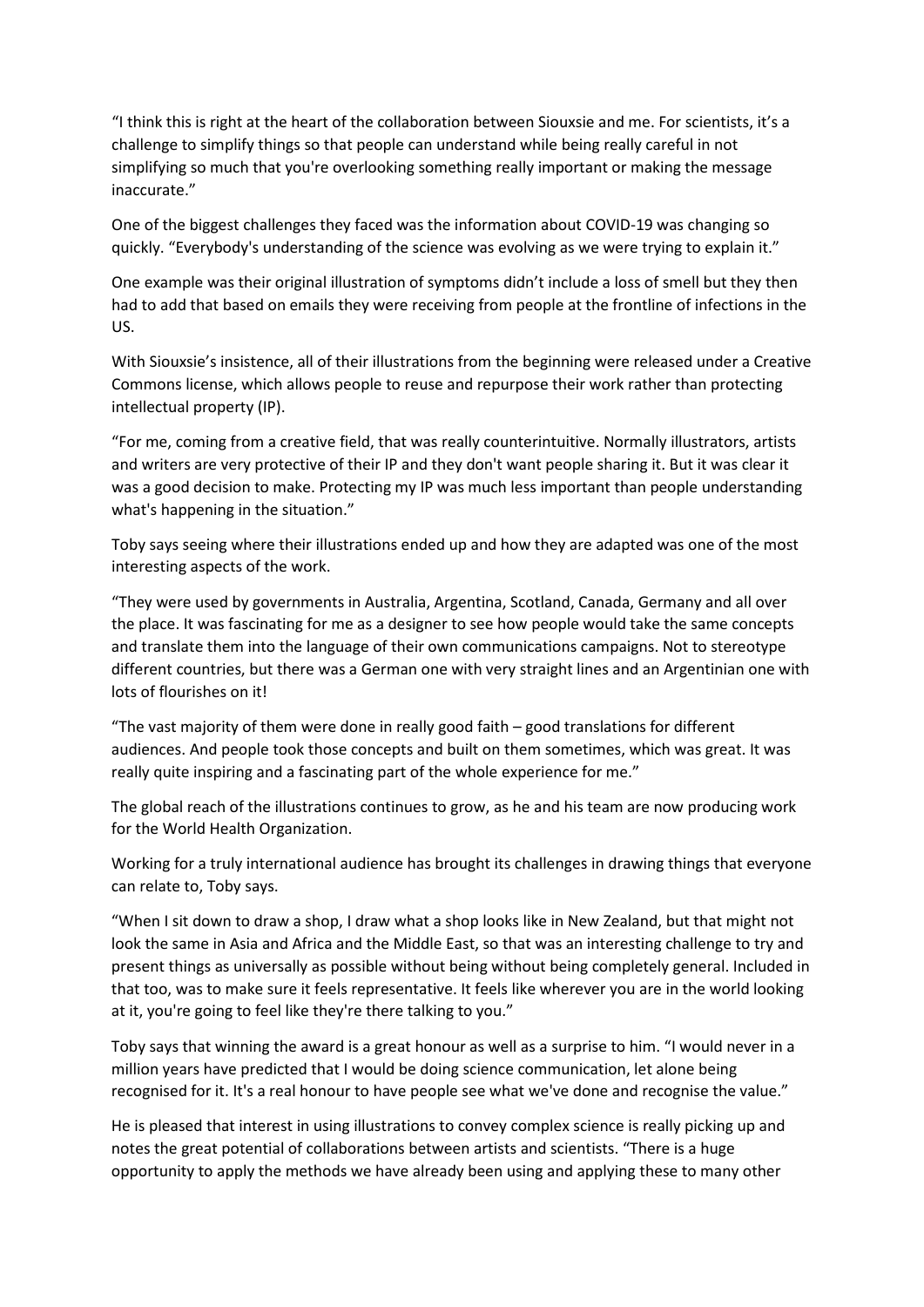"I think this is right at the heart of the collaboration between Siouxsie and me. For scientists, it's a challenge to simplify things so that people can understand while being really careful in not simplifying so much that you're overlooking something really important or making the message inaccurate."

One of the biggest challenges they faced was the information about COVID-19 was changing so quickly. "Everybody's understanding of the science was evolving as we were trying to explain it."

One example was their original illustration of symptoms didn't include a loss of smell but they then had to add that based on emails they were receiving from people at the frontline of infections in the US.

With Siouxsie's insistence, all of their illustrations from the beginning were released under a Creative Commons license, which allows people to reuse and repurpose their work rather than protecting intellectual property (IP).

"For me, coming from a creative field, that was really counterintuitive. Normally illustrators, artists and writers are very protective of their IP and they don't want people sharing it. But it was clear it was a good decision to make. Protecting my IP was much less important than people understanding what's happening in the situation."

Toby says seeing where their illustrations ended up and how they are adapted was one of the most interesting aspects of the work.

"They were used by governments in Australia, Argentina, Scotland, Canada, Germany and all over the place. It was fascinating for me as a designer to see how people would take the same concepts and translate them into the language of their own communications campaigns. Not to stereotype different countries, but there was a German one with very straight lines and an Argentinian one with lots of flourishes on it!

"The vast majority of them were done in really good faith – good translations for different audiences. And people took those concepts and built on them sometimes, which was great. It was really quite inspiring and a fascinating part of the whole experience for me."

The global reach of the illustrations continues to grow, as he and his team are now producing work for the World Health Organization.

Working for a truly international audience has brought its challenges in drawing things that everyone can relate to, Toby says.

"When I sit down to draw a shop, I draw what a shop looks like in New Zealand, but that might not look the same in Asia and Africa and the Middle East, so that was an interesting challenge to try and present things as universally as possible without being without being completely general. Included in that too, was to make sure it feels representative. It feels like wherever you are in the world looking at it, you're going to feel like they're there talking to you."

Toby says that winning the award is a great honour as well as a surprise to him. "I would never in a million years have predicted that I would be doing science communication, let alone being recognised for it. It's a real honour to have people see what we've done and recognise the value."

He is pleased that interest in using illustrations to convey complex science is really picking up and notes the great potential of collaborations between artists and scientists. "There is a huge opportunity to apply the methods we have already been using and applying these to many other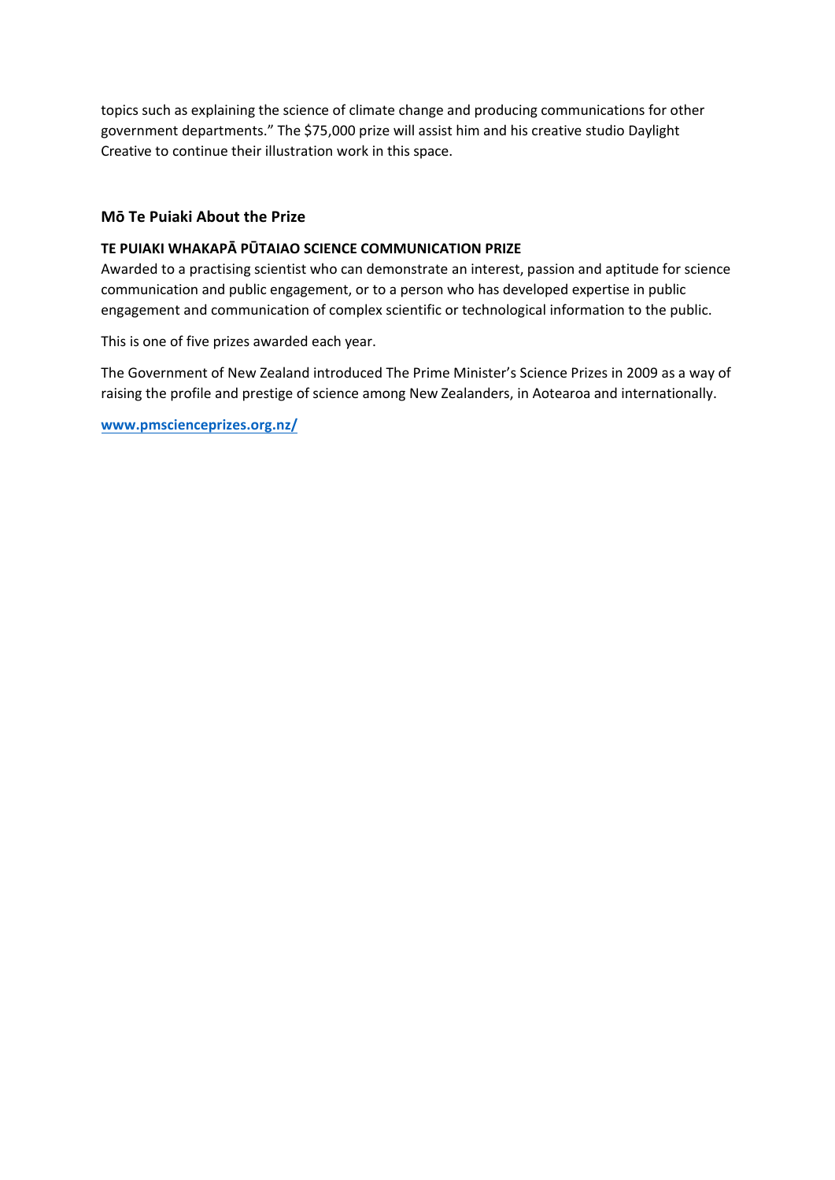topics such as explaining the science of climate change and producing communications for other government departments." The $75,000 prize will assist him and his creative studio Daylight Creative to continue their illustration work in this space.

## Mō Te Puiaki About the Prize

**TE PUIAKI WHAKAPĀ PŪTAIAO SCIENCE COMMUNICATION PRIZE**

Awarded to a practising scientist who can demonstrate an interest, passion and aptitude for science communication and public engagement, or to a person who has developed expertise in public engagement and communication of complex scientific or technological information to the public.

This is one of five prizes awarded each year.

The Government of New Zealand introduced The Prime Minister's Science Prizes in 2009 as a way of raising the profile and prestige of science among New Zealanders, in Aotearoa and internationally.

**www.pmscienceprizes.org.nz/**